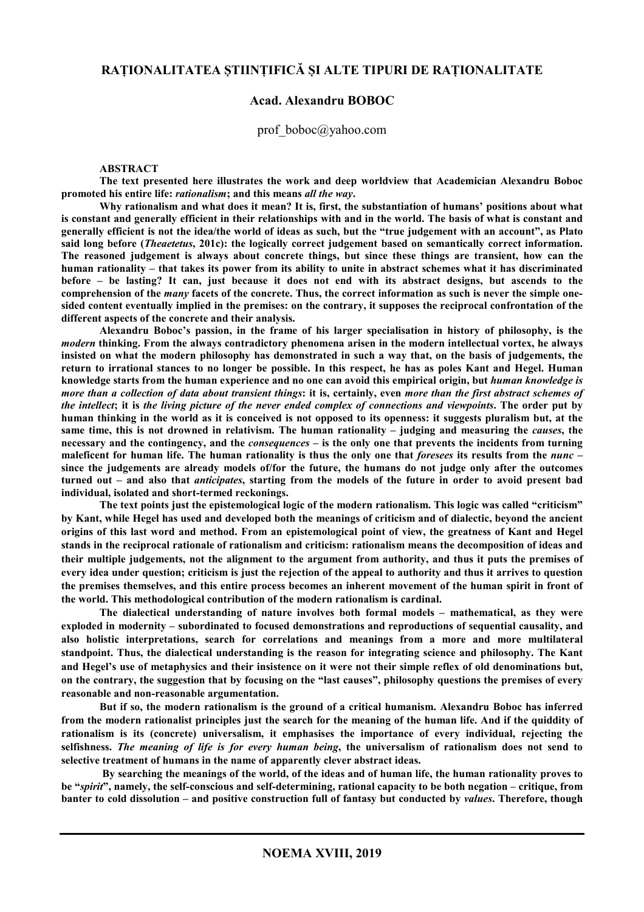# RAȚIONALITATEA ȘTIINȚIFICĂ ȘI ALTE TIPURI DE RAȚIONALITATE

**Acad. Alexandru BOBOC**

prof_boboc@yahoo.com

**ABSTRACT**

**The text presented here illustrates the work and deep worldview that Academician Alexandru Boboc promoted his entire life: *rationalism*; and this means *all the way*.**

**Why rationalism and what does it mean? It is, first, the substantiation of humans' positions about what is constant and generally efficient in their relationships with and in the world. The basis of what is constant and generally efficient is not the idea/the world of ideas as such, but the "true judgement with an account", as Plato said long before (*Theaetetus*, 201c): the logically correct judgement based on semantically correct information. The reasoned judgement is always about concrete things, but since these things are transient, how can the human rationality – that takes its power from its ability to unite in abstract schemes what it has discriminated before – be lasting? It can, just because it does not end with its abstract designs, but ascends to the comprehension of the *many* facets of the concrete. Thus, the correct information as such is never the simple one-sided content eventually implied in the premises: on the contrary, it supposes the reciprocal confrontation of the different aspects of the concrete and their analysis.**

**Alexandru Boboc's passion, in the frame of his larger specialisation in history of philosophy, is the *modern* thinking. From the always contradictory phenomena arisen in the modern intellectual vortex, he always insisted on what the modern philosophy has demonstrated in such a way that, on the basis of judgements, the return to irrational stances to no longer be possible. In this respect, he has as poles Kant and Hegel. Human knowledge starts from the human experience and no one can avoid this empirical origin, but *human knowledge is more than a collection of data about transient things*: it is, certainly, even *more than the first abstract schemes of the intellect*; it is *the living picture of the never ended complex of connections and viewpoints*. The order put by human thinking in the world as it is conceived is not opposed to its openness: it suggests pluralism but, at the same time, this is not drowned in relativism. The human rationality – judging and measuring the *causes*, the necessary and the contingency, and the *consequences* – is the only one that prevents the incidents from turning maleficent for human life. The human rationality is thus the only one that *foresees* its results from the *nunc* – since the judgements are already models of/for the future, the humans do not judge only after the outcomes turned out – and also that *anticipates*, starting from the models of the future in order to avoid present bad individual, isolated and short-termed reckonings.**

**The text points just the epistemological logic of the modern rationalism. This logic was called "criticism" by Kant, while Hegel has used and developed both the meanings of criticism and of dialectic, beyond the ancient origins of this last word and method. From an epistemological point of view, the greatness of Kant and Hegel stands in the reciprocal rationale of rationalism and criticism: rationalism means the decomposition of ideas and their multiple judgements, not the alignment to the argument from authority, and thus it puts the premises of every idea under question; criticism is just the rejection of the appeal to authority and thus it arrives to question the premises themselves, and this entire process becomes an inherent movement of the human spirit in front of the world. This methodological contribution of the modern rationalism is cardinal.**

**The dialectical understanding of nature involves both formal models – mathematical, as they were exploded in modernity – subordinated to focused demonstrations and reproductions of sequential causality, and also holistic interpretations, search for correlations and meanings from a more and more multilateral standpoint. Thus, the dialectical understanding is the reason for integrating science and philosophy. The Kant and Hegel's use of metaphysics and their insistence on it were not their simple reflex of old denominations but, on the contrary, the suggestion that by focusing on the "last causes", philosophy questions the premises of every reasonable and non-reasonable argumentation.**

**But if so, the modern rationalism is the ground of a critical humanism. Alexandru Boboc has inferred from the modern rationalist principles just the search for the meaning of the human life. And if the quiddity of rationalism is its (concrete) universalism, it emphasises the importance of every individual, rejecting the selfishness. *The meaning of life is for every human being*, the universalism of rationalism does not send to selective treatment of humans in the name of apparently clever abstract ideas.**

**By searching the meanings of the world, of the ideas and of human life, the human rationality proves to be "*spirit*", namely, the self-conscious and self-determining, rational capacity to be both negation – critique, from banter to cold dissolution – and positive construction full of fantasy but conducted by *values*. Therefore, though**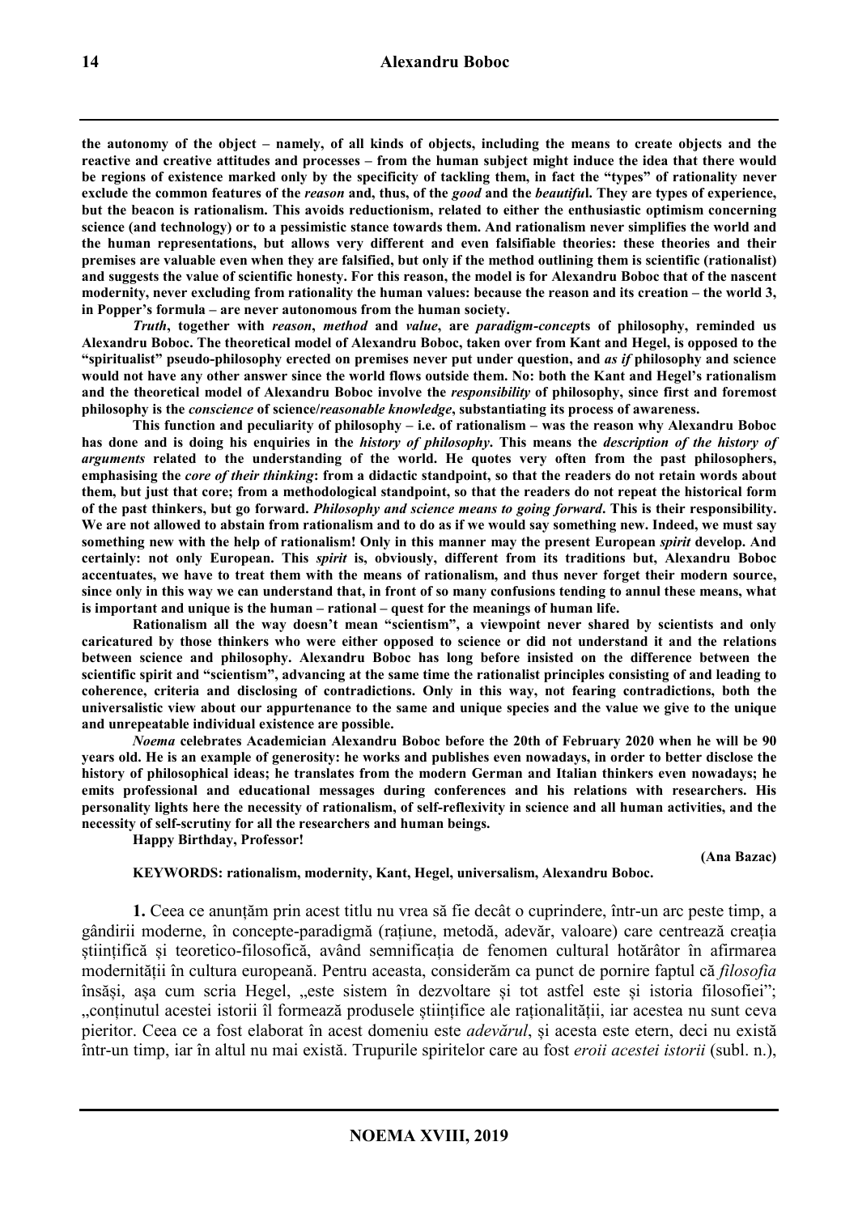**the autonomy of the object – namely, of all kinds of objects, including the means to create objects and the reactive and creative attitudes and processes – from the human subject might induce the idea that there would be regions of existence marked only by the specificity of tackling them, in fact the "types" of rationality never exclude the common features of the *reason* and, thus, of the *good* and the *beautiful*. They are types of experience, but the beacon is rationalism. This avoids reductionism, related to either the enthusiastic optimism concerning science (and technology) or to a pessimistic stance towards them. And rationalism never simplifies the world and the human representations, but allows very different and even falsifiable theories: these theories and their premises are valuable even when they are falsified, but only if the method outlining them is scientific (rationalist) and suggests the value of scientific honesty. For this reason, the model is for Alexandru Boboc that of the nascent modernity, never excluding from rationality the human values: because the reason and its creation – the world 3, in Popper's formula – are never autonomous from the human society.**

***Truth*, together with *reason*, *method* and *value*, are *paradigm-concepts* of philosophy, reminded us Alexandru Boboc. The theoretical model of Alexandru Boboc, taken over from Kant and Hegel, is opposed to the "spiritualist" pseudo-philosophy erected on premises never put under question, and *as if* philosophy and science would not have any other answer since the world flows outside them. No: both the Kant and Hegel's rationalism and the theoretical model of Alexandru Boboc involve the *responsibility* of philosophy, since first and foremost philosophy is the *conscience* of science/*reasonable knowledge*, substantiating its process of awareness.**

**This function and peculiarity of philosophy – i.e. of rationalism – was the reason why Alexandru Boboc has done and is doing his enquiries in the *history of philosophy*. This means the *description of the history of arguments* related to the understanding of the world. He quotes very often from the past philosophers, emphasising the *core of their thinking*: from a didactic standpoint, so that the readers do not retain words about them, but just that core; from a methodological standpoint, so that the readers do not repeat the historical form of the past thinkers, but go forward. *Philosophy and science means to going forward*. This is their responsibility. We are not allowed to abstain from rationalism and to do as if we would say something new. Indeed, we must say something new with the help of rationalism! Only in this manner may the present European *spirit* develop. And certainly: not only European. This *spirit* is, obviously, different from its traditions but, Alexandru Boboc accentuates, we have to treat them with the means of rationalism, and thus never forget their modern source, since only in this way we can understand that, in front of so many confusions tending to annul these means, what is important and unique is the human – rational – quest for the meanings of human life.**

**Rationalism all the way doesn't mean "scientism", a viewpoint never shared by scientists and only caricatured by those thinkers who were either opposed to science or did not understand it and the relations between science and philosophy. Alexandru Boboc has long before insisted on the difference between the scientific spirit and "scientism", advancing at the same time the rationalist principles consisting of and leading to coherence, criteria and disclosing of contradictions. Only in this way, not fearing contradictions, both the universalistic view about our appurtenance to the same and unique species and the value we give to the unique and unrepeatable individual existence are possible.**

***Noema* celebrates Academician Alexandru Boboc before the 20th of February 2020 when he will be 90 years old. He is an example of generosity: he works and publishes even nowadays, in order to better disclose the history of philosophical ideas; he translates from the modern German and Italian thinkers even nowadays; he emits professional and educational messages during conferences and his relations with researchers. His personality lights here the necessity of rationalism, of self-reflexivity in science and all human activities, and the necessity of self-scrutiny for all the researchers and human beings.**

**Happy Birthday, Professor!**

**(Ana Bazac)**

**KEYWORDS: rationalism, modernity, Kant, Hegel, universalism, Alexandru Boboc.**

**1.** Ceea ce anunțăm prin acest titlu nu vrea să fie decât o cuprindere, într-un arc peste timp, a gândirii moderne, în concepte-paradigmă (rațiune, metodă, adevăr, valoare) care centrează creația științifică și teoretico-filosofică, având semnificația de fenomen cultural hotărâtor în afirmarea modernității în cultura europeană. Pentru aceasta, considerăm ca punct de pornire faptul că *filosofia* însăși, așa cum scria Hegel, „este sistem în dezvoltare și tot astfel este și istoria filosofiei"; „conținutul acestei istorii îl formează produsele științifice ale raționalității, iar acestea nu sunt ceva pieritor. Ceea ce a fost elaborat în acest domeniu este *adevărul*, și acesta este etern, deci nu există într-un timp, iar în altul nu mai există. Trupurile spiritelor care au fost *eroii acestei istorii* (subl. n.),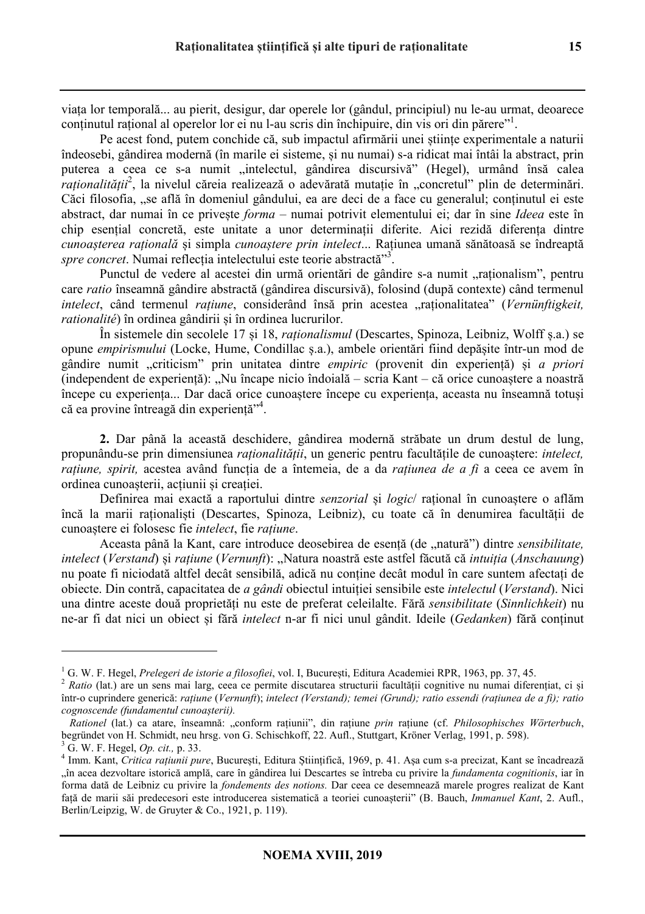viața lor temporală... au pierit, desigur, dar operele lor (gândul, principiul) nu le-au urmat, deoarece conținutul rațional al operelor lor ei nu l-au scris din închipuire, din vis ori din părere"[1].

Pe acest fond, putem conchide că, sub impactul afirmării unei științe experimentale a naturii îndeosebi, gândirea modernă (în marile ei sisteme, și nu numai) s-a ridicat mai întâi la abstract, prin puterea a ceea ce s-a numit „intelectul, gândirea discursivă" (Hegel), urmând însă calea *raționalității*[2], la nivelul căreia realizează o adevărată mutație în „concretul" plin de determinări. Căci filosofia, „se află în domeniul gândului, ea are deci de a face cu generalul; conținutul ei este abstract, dar numai în ce privește *forma* – numai potrivit elementului ei; dar în sine *Ideea* este în chip esențial concretă, este unitate a unor determinații diferite. Aici rezidă diferența dintre *cunoașterea rațională* și simpla *cunoaștere prin intelect*... Rațiunea umană sănătoasă se îndreaptă *spre concret*. Numai reflecția intelectului este teorie abstractă"[3].

Punctul de vedere al acestei din urmă orientări de gândire s-a numit „raționalism", pentru care *ratio* înseamnă gândire abstractă (gândirea discursivă), folosind (după contexte) când termenul *intelect*, când termenul *rațiune*, considerând însă prin acestea „raționalitatea" (*Vernünftigkeit, rationalité*) în ordinea gândirii și în ordinea lucrurilor.

În sistemele din secolele 17 și 18, *raționalismul* (Descartes, Spinoza, Leibniz, Wolff ș.a.) se opune *empirismului* (Locke, Hume, Condillac ș.a.), ambele orientări fiind depășite într-un mod de gândire numit „criticism" prin unitatea dintre *empiric* (provenit din experiență) și *a priori* (independent de experiență): „Nu încape nicio îndoială – scria Kant – că orice cunoaștere a noastră începe cu experiența... Dar dacă orice cunoaștere începe cu experiența, aceasta nu înseamnă totuși că ea provine întreagă din experiență"[4].

**2.** Dar până la această deschidere, gândirea modernă străbate un drum destul de lung, propunându-se prin dimensiunea *raționalității*, un generic pentru facultățile de cunoaștere: *intelect, rațiune, spirit,* acestea având funcția de a întemeia, de a da *rațiunea de a fi* a ceea ce avem în ordinea cunoașterii, acțiunii și creației.

Definirea mai exactă a raportului dintre *senzorial* și *logic*/ rațional în cunoaștere o aflăm încă la marii raționaliști (Descartes, Spinoza, Leibniz), cu toate că în denumirea facultății de cunoaștere ei folosesc fie *intelect*, fie *rațiune*.

Aceasta până la Kant, care introduce deosebirea de esență (de „natură") dintre *sensibilitate, intelect* (*Verstand*) și *rațiune* (*Vernunft*): „Natura noastră este astfel făcută că *intuiția* (*Anschauung*) nu poate fi niciodată altfel decât sensibilă, adică nu conține decât modul în care suntem afectați de obiecte. Din contră, capacitatea de *a gândi* obiectul intuiției sensibile este *intelectul* (*Verstand*). Nici una dintre aceste două proprietăți nu este de preferat celeilalte. Fără *sensibilitate* (*Sinnlichkeit*) nu ne-ar fi dat nici un obiect și fără *intelect* n-ar fi nici unul gândit. Ideile (*Gedanken*) fără conținut

---

[1] G. W. F. Hegel, *Prelegeri de istorie a filosofiei*, vol. I, București, Editura Academiei RPR, 1963, pp. 37, 45.

[2] *Ratio* (lat.) are un sens mai larg, ceea ce permite discutarea structurii facultății cognitive nu numai diferențiat, ci și într-o cuprindere generică: *rațiune* (*Vernunft*); *intelect (Verstand); temei (Grund); ratio essendi (rațiunea de a fi); ratio cognoscende (fundamentul cunoașterii).*

*Rationel* (lat.) ca atare, înseamnă: „conform rațiunii", din rațiune *prin* rațiune (cf. *Philosophisches Wörterbuch*, begründet von H. Schmidt, neu hrsg. von G. Schischkoff, 22. Aufl., Stuttgart, Kröner Verlag, 1991, p. 598).

[3] G. W. F. Hegel, *Op. cit.,* p. 33.

[4] Imm. Kant, *Critica rațiunii pure*, București, Editura Științifică, 1969, p. 41. Așa cum s-a precizat, Kant se încadrează „în acea dezvoltare istorică amplă, care în gândirea lui Descartes se întreba cu privire la *fundamenta cognitionis*, iar în forma dată de Leibniz cu privire la *fondements des notions.* Dar ceea ce desemnează marele progres realizat de Kant față de marii săi predecesori este introducerea sistematică a teoriei cunoașterii" (B. Bauch, *Immanuel Kant*, 2. Aufl., Berlin/Leipzig, W. de Gruyter & Co., 1921, p. 119).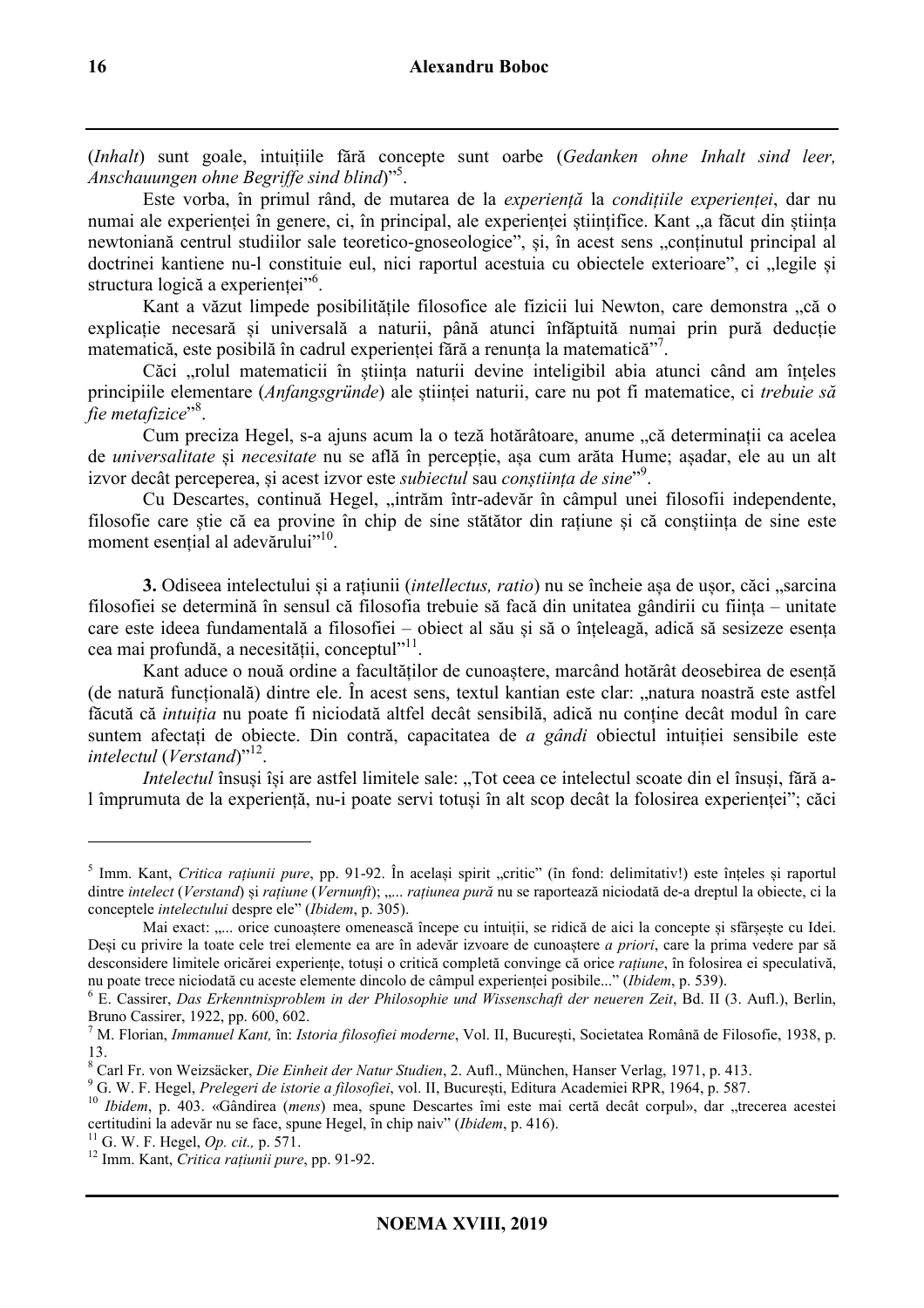(*Inhalt*) sunt goale, intuițiile fără concepte sunt oarbe (*Gedanken ohne Inhalt sind leer, Anschauungen ohne Begriffe sind blind*)"[5].

Este vorba, în primul rând, de mutarea de la *experiență* la *condițiile experienței*, dar nu numai ale experienței în genere, ci, în principal, ale experienței științifice. Kant „a făcut din știința newtoniană centrul studiilor sale teoretico-gnoseologice", și, în acest sens „conținutul principal al doctrinei kantiene nu-l constituie eul, nici raportul acestuia cu obiectele exterioare", ci „legile și structura logică a experienței"[6].

Kant a văzut limpede posibilitățile filosofice ale fizicii lui Newton, care demonstra „că o explicație necesară și universală a naturii, până atunci înfăptuită numai prin pură deducție matematică, este posibilă în cadrul experienței fără a renunța la matematică"[7].

Căci „rolul matematicii în știința naturii devine inteligibil abia atunci când am înțeles principiile elementare (*Anfangsgründe*) ale științei naturii, care nu pot fi matematice, ci *trebuie să fie metafizice*"[8].

Cum preciza Hegel, s-a ajuns acum la o teză hotărâtoare, anume „că determinații ca acelea de *universalitate* și *necesitate* nu se află în percepție, așa cum arăta Hume; așadar, ele au un alt izvor decât perceperea, și acest izvor este *subiectul* sau *conștiința de sine*"[9].

Cu Descartes, continuă Hegel, „intrăm într-adevăr în câmpul unei filosofii independente, filosofie care știe că ea provine în chip de sine stătător din rațiune și că conștiința de sine este moment esențial al adevărului"[10].

**3.** Odiseea intelectului și a rațiunii (*intellectus, ratio*) nu se încheie așa de ușor, căci „sarcina filosofiei se determină în sensul că filosofia trebuie să facă din unitatea gândirii cu ființa – unitate care este ideea fundamentală a filosofiei – obiect al său și să o înțeleagă, adică să sesizeze esența cea mai profundă, a necesității, conceptul"[11].

Kant aduce o nouă ordine a facultăților de cunoaștere, marcând hotărât deosebirea de esență (de natură funcțională) dintre ele. În acest sens, textul kantian este clar: „natura noastră este astfel făcută că *intuiția* nu poate fi niciodată altfel decât sensibilă, adică nu conține decât modul în care suntem afectați de obiecte. Din contră, capacitatea de *a gândi* obiectul intuiției sensibile este *intelectul* (*Verstand*)"[12].

*Intelectul* însuși își are astfel limitele sale: „Tot ceea ce intelectul scoate din el însuși, fără a-l împrumuta de la experiență, nu-i poate servi totuși în alt scop decât la folosirea experienței"; căci

---

[5] Imm. Kant, *Critica rațiunii pure*, pp. 91-92. În același spirit „critic" (în fond: delimitativ!) este înțeles și raportul dintre *intelect* (*Verstand*) și *rațiune* (*Vernunft*); „... *rațiunea pură* nu se raportează niciodată de-a dreptul la obiecte, ci la conceptele *intelectului* despre ele" (*Ibidem*, p. 305).

Mai exact: „... orice cunoaștere omenească începe cu intuiții, se ridică de aici la concepte și sfârșește cu Idei. Deși cu privire la toate cele trei elemente ea are în adevăr izvoare de cunoaștere *a priori*, care la prima vedere par să desconsidere limitele oricărei experiențe, totuși o critică completă convinge că orice *rațiune*, în folosirea ei speculativă, nu poate trece niciodată cu aceste elemente dincolo de câmpul experienței posibile..." (*Ibidem*, p. 539).

[6] E. Cassirer, *Das Erkenntnisproblem in der Philosophie und Wissenschaft der neueren Zeit*, Bd. II (3. Aufl.), Berlin, Bruno Cassirer, 1922, pp. 600, 602.

[7] M. Florian, *Immanuel Kant,* în: *Istoria filosofiei moderne*, Vol. II, București, Societatea Română de Filosofie, 1938, p. 13.

[8] Carl Fr. von Weizsäcker, *Die Einheit der Natur Studien*, 2. Aufl., München, Hanser Verlag, 1971, p. 413.

[9] G. W. F. Hegel, *Prelegeri de istorie a filosofiei*, vol. II, București, Editura Academiei RPR, 1964, p. 587.

[10] *Ibidem*, p. 403. «Gândirea (*mens*) mea, spune Descartes îmi este mai certă decât corpul», dar „trecerea acestei certitudini la adevăr nu se face, spune Hegel, în chip naiv" (*Ibidem*, p. 416).

[11] G. W. F. Hegel, *Op. cit.,* p. 571.

[12] Imm. Kant, *Critica rațiunii pure*, pp. 91-92.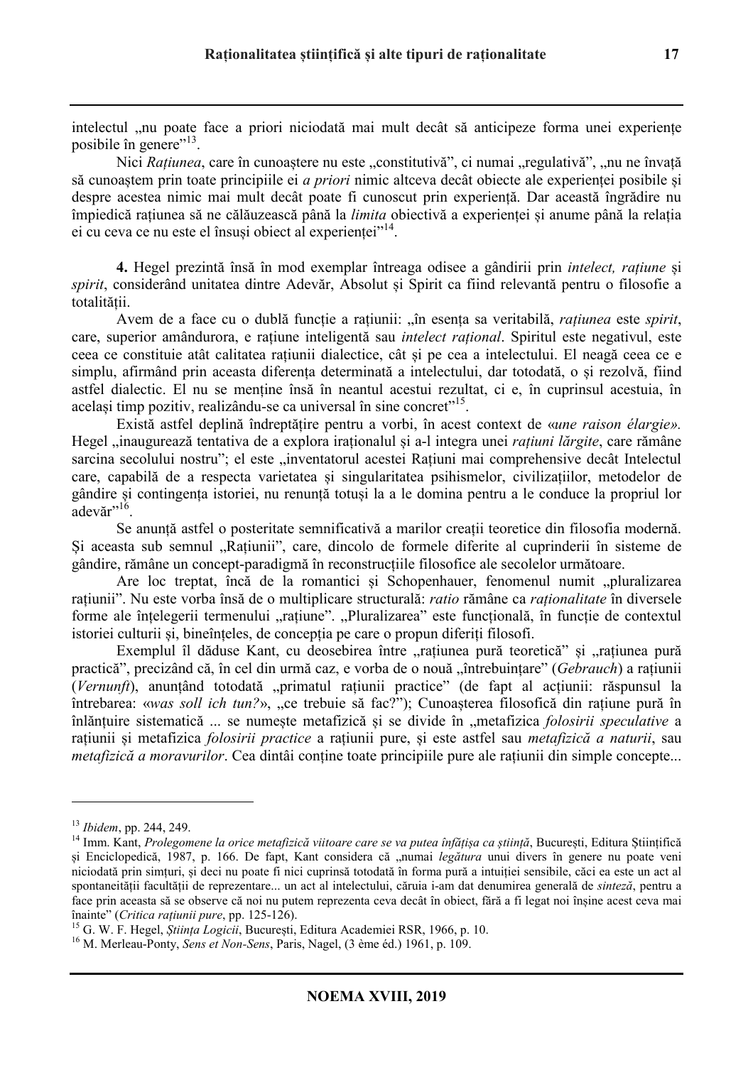intelectul „nu poate face a priori niciodată mai mult decât să anticipeze forma unei experiențe posibile în genere”[13].

Nici *Rațiunea*, care în cunoaștere nu este „constitutivă”, ci numai „regulativă”, „nu ne învață să cunoaștem prin toate principiile ei *a priori* nimic altceva decât obiecte ale experienței posibile și despre acestea nimic mai mult decât poate fi cunoscut prin experiență. Dar această îngrădire nu împiedică rațiunea să ne călăuzească până la *limita* obiectivă a experienței și anume până la relația ei cu ceva ce nu este el însuși obiect al experienței”[14].

**4.** Hegel prezintă însă în mod exemplar întreaga odisee a gândirii prin *intelect, rațiune* și *spirit*, considerând unitatea dintre Adevăr, Absolut și Spirit ca fiind relevantă pentru o filosofie a totalității.

Avem de a face cu o dublă funcție a rațiunii: „în esența sa veritabilă, *rațiunea* este *spirit*, care, superior amândurora, e rațiune inteligentă sau *intelect rațional*. Spiritul este negativul, este ceea ce constituie atât calitatea rațiunii dialectice, cât și pe cea a intelectului. El neagă ceea ce e simplu, afirmând prin aceasta diferența determinată a intelectului, dar totodată, o și rezolvă, fiind astfel dialectic. El nu se menține însă în neantul acestui rezultat, ci e, în cuprinsul acestuia, în același timp pozitiv, realizându-se ca universal în sine concret”[15].

Există astfel deplină îndreptățire pentru a vorbi, în acest context de «*une raison élargie».* Hegel „inaugurează tentativa de a explora iraționalul și a-l integra unei *rațiuni lărgite*, care rămâne sarcina secolului nostru”; el este „inventatorul acestei Rațiuni mai comprehensive decât Intelectul care, capabilă de a respecta varietatea și singularitatea psihismelor, civilizațiilor, metodelor de gândire și contingența istoriei, nu renunță totuși la a le domina pentru a le conduce la propriul lor adevăr”[16].

Se anunță astfel o posteritate semnificativă a marilor creații teoretice din filosofia modernă. Și aceasta sub semnul „Rațiunii”, care, dincolo de formele diferite al cuprinderii în sisteme de gândire, rămâne un concept-paradigmă în reconstrucțiile filosofice ale secolelor următoare.

Are loc treptat, încă de la romantici și Schopenhauer, fenomenul numit „pluralizarea rațiunii”. Nu este vorba însă de o multiplicare structurală: *ratio* rămâne ca *raționalitate* în diversele forme ale înțelegerii termenului „rațiune”. „Pluralizarea” este funcțională, în funcție de contextul istoriei culturii și, bineînțeles, de concepția pe care o propun diferiți filosofi.

Exemplul îl dăduse Kant, cu deosebirea între „rațiunea pură teoretică” și „rațiunea pură practică”, precizând că, în cel din urmă caz, e vorba de o nouă „întrebuințare” (*Gebrauch*) a rațiunii (*Vernunft*), anunțând totodată „primatul rațiunii practice” (de fapt al acțiunii: răspunsul la întrebarea: «*was soll ich tun?*», „ce trebuie să fac?”); Cunoașterea filosofică din rațiune pură în înlănțuire sistematică ... se numește metafizică și se divide în „metafizica *folosirii speculative* a rațiunii și metafizica *folosirii practice* a rațiunii pure, și este astfel sau *metafizică a naturii*, sau *metafizică a moravurilor*. Cea dintâi conține toate principiile pure ale rațiunii din simple concepte...

---

[13] *Ibidem*, pp. 244, 249.

[14] Imm. Kant, *Prolegomene la orice metafizică viitoare care se va putea înfățișa ca știință*, București, Editura Științifică și Enciclopedică, 1987, p. 166. De fapt, Kant considera că „numai *legătura* unui divers în genere nu poate veni niciodată prin simțuri, și deci nu poate fi nici cuprinsă totodată în forma pură a intuiției sensibile, căci ea este un act al spontaneității facultății de reprezentare... un act al intelectului, căruia i-am dat denumirea generală de *sinteză*, pentru a face prin aceasta să se observe că noi nu putem reprezenta ceva decât în obiect, fără a fi legat noi înșine acest ceva mai înainte” (*Critica rațiunii pure*, pp. 125-126).

[15] G. W. F. Hegel, *Știința Logicii*, București, Editura Academiei RSR, 1966, p. 10.

[16] M. Merleau-Ponty, *Sens et Non-Sens*, Paris, Nagel, (3 ème éd.) 1961, p. 109.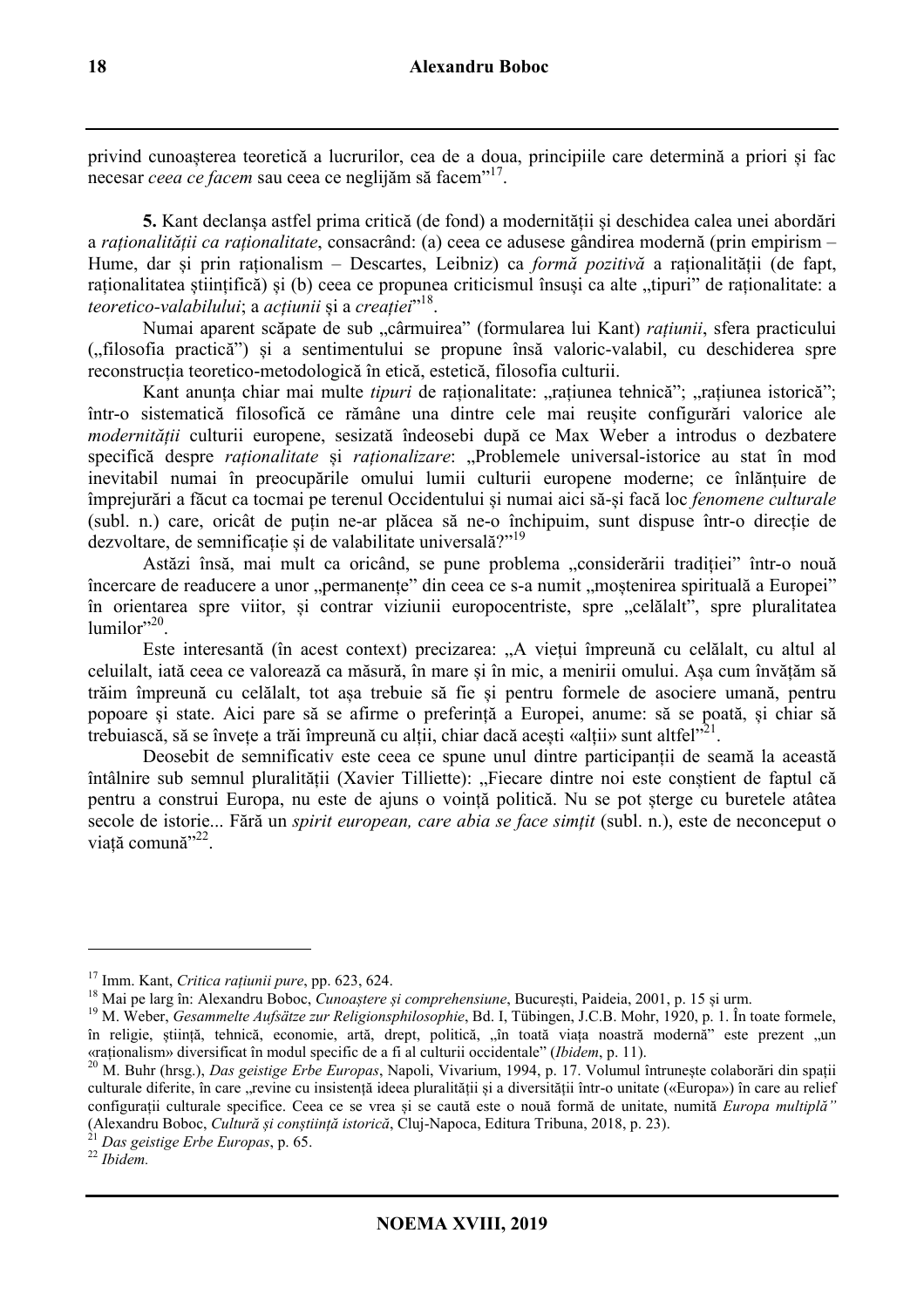privind cunoașterea teoretică a lucrurilor, cea de a doua, principiile care determină a priori și fac necesar *ceea ce facem* sau ceea ce neglijăm să facem"[17].

**5.** Kant declanșa astfel prima critică (de fond) a modernității și deschidea calea unei abordări a *raționalității ca raționalitate*, consacrând: (a) ceea ce adusese gândirea modernă (prin empirism – Hume, dar și prin raționalism – Descartes, Leibniz) ca *formă pozitivă* a raționalității (de fapt, raționalitatea științifică) și (b) ceea ce propunea criticismul însuși ca alte „tipuri" de raționalitate: a *teoretico-valabilului*; a *acțiunii* și a *creației*"[18].

Numai aparent scăpate de sub „cârmuirea" (formularea lui Kant) *rațiunii*, sfera practicului („filosofia practică") și a sentimentului se propune însă valoric-valabil, cu deschiderea spre reconstrucția teoretico-metodologică în etică, estetică, filosofia culturii.

Kant anunța chiar mai multe *tipuri* de raționalitate: „rațiunea tehnică"; „rațiunea istorică"; într-o sistematică filosofică ce rămâne una dintre cele mai reușite configurări valorice ale *modernității* culturii europene, sesizată îndeosebi după ce Max Weber a introdus o dezbatere specifică despre *raționalitate* și *raționalizare*: „Problemele universal-istorice au stat în mod inevitabil numai în preocupările omului lumii culturii europene moderne; ce înlănțuire de împrejurări a făcut ca tocmai pe terenul Occidentului și numai aici să-și facă loc *fenomene culturale* (subl. n.) care, oricât de puțin ne-ar plăcea să ne-o închipuim, sunt dispuse într-o direcție de dezvoltare, de semnificație și de valabilitate universală?"[19]

Astăzi însă, mai mult ca oricând, se pune problema „considerării tradiției" într-o nouă încercare de readucere a unor „permanențe" din ceea ce s-a numit „moștenirea spirituală a Europei" în orientarea spre viitor, și contrar viziunii europocentriste, spre „celălalt", spre pluralitatea lumilor"[20].

Este interesantă (în acest context) precizarea: „A viețui împreună cu celălalt, cu altul al celuilalt, iată ceea ce valorează ca măsură, în mare și în mic, a menirii omului. Așa cum învățăm să trăim împreună cu celălalt, tot așa trebuie să fie și pentru formele de asociere umană, pentru popoare și state. Aici pare să se afirme o preferință a Europei, anume: să se poată, și chiar să trebuiască, să se învețe a trăi împreună cu alții, chiar dacă aceștia «alții» sunt altfel"[21].

Deosebit de semnificativ este ceea ce spune unul dintre participanții de seamă la această întâlnire sub semnul pluralității (Xavier Tilliette): „Fiecare dintre noi este conștient de faptul că pentru a construi Europa, nu este de ajuns o voință politică. Nu se pot șterge cu buretele atâtea secole de istorie... Fără un *spirit european, care abia se face simțit* (subl. n.), este de neconceput o viață comună"[22].

---

[17] Imm. Kant, *Critica rațiunii pure*, pp. 623, 624.

[18] Mai pe larg în: Alexandru Boboc, *Cunoaștere și comprehensiune*, București, Paideia, 2001, p. 15 și urm.

[19] M. Weber, *Gesammelte Aufsätze zur Religionsphilosophie*, Bd. I, Tübingen, J.C.B. Mohr, 1920, p. 1. În toate formele, în religie, știință, tehnică, economie, artă, drept, politică, „în toată viața noastră modernă" este prezent „un «raționalism» diversificat în modul specific de a fi al culturii occidentale" (*Ibidem*, p. 11).

[20] M. Buhr (hrsg.), *Das geistige Erbe Europas*, Napoli, Vivarium, 1994, p. 17. Volumul întrunește colaborări din spații culturale diferite, în care „revine cu insistență ideea pluralității și a diversității într-o unitate («Europa») în care au relief configurații culturale specifice. Ceea ce se vrea și se caută este o nouă formă de unitate, numită *Europa multiplă"* (Alexandru Boboc, *Cultură și conștiință istorică*, Cluj-Napoca, Editura Tribuna, 2018, p. 23).

[21] *Das geistige Erbe Europas*, p. 65.

[22] *Ibidem*.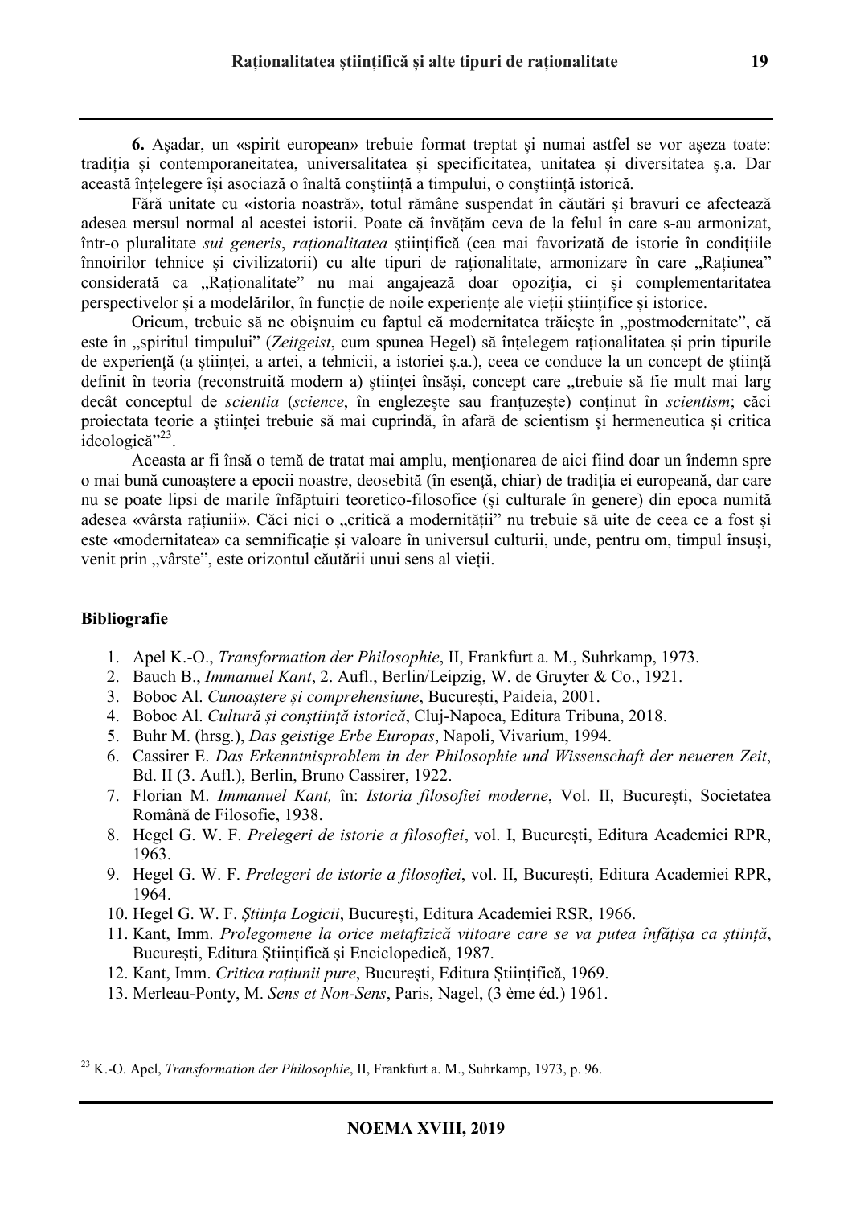**6.** Așadar, un «spirit european» trebuie format treptat și numai astfel se vor așeza toate: tradiția și contemporaneitatea, universalitatea și specificitatea, unitatea și diversitatea ș.a. Dar această înțelegere își asociază o înaltă conștiință a timpului, o conștiință istorică.

Fără unitate cu «istoria noastră», totul rămâne suspendat în căutări și bravuri ce afectează adesea mersul normal al acestei istorii. Poate că învățăm ceva de la felul în care s-au armonizat, într-o pluralitate *sui generis*, *raționalitatea* științifică (cea mai favorizată de istorie în condițiile înnoirilor tehnice și civilizatorii) cu alte tipuri de raționalitate, armonizare în care „Rațiunea" considerată ca „Raționalitate" nu mai angajează doar opoziția, ci și complementaritatea perspectivelor și a modelărilor, în funcție de noile experiențe ale vieții științifice și istorice.

Oricum, trebuie să ne obișnuim cu faptul că modernitatea trăiește în „postmodernitate", că este în „spiritul timpului" (*Zeitgeist*, cum spunea Hegel) să înțelegem raționalitatea și prin tipurile de experiență (a științei, a artei, a tehnicii, a istoriei ș.a.), ceea ce conduce la un concept de știință definit în teoria (reconstruită modern a) științei însăși, concept care „trebuie să fie mult mai larg decât conceptul de *scientia* (*science*, în englezește sau franțuzește) conținut în *scientism*; căci proiectata teorie a științei trebuie să mai cuprindă, în afară de scientism și hermeneutica și critica ideologică"[23].

Aceasta ar fi însă o temă de tratat mai amplu, menționarea de aici fiind doar un îndemn spre o mai bună cunoaștere a epocii noastre, deosebită (în esență, chiar) de tradiția ei europeană, dar care nu se poate lipsi de marile înfăptuiri teoretico-filosofice (și culturale în genere) din epoca numită adesea «vârsta rațiunii». Căci nici o „critică a modernității" nu trebuie să uite de ceea ce a fost și este «modernitatea» ca semnificație și valoare în universul culturii, unde, pentru om, timpul însuși, venit prin „vârste", este orizontul căutării unui sens al vieții.

## Bibliografie

1. Apel K.-O., *Transformation der Philosophie*, II, Frankfurt a. M., Suhrkamp, 1973.
2. Bauch B., *Immanuel Kant*, 2. Aufl., Berlin/Leipzig, W. de Gruyter & Co., 1921.
3. Boboc Al. *Cunoaștere și comprehensiune*, București, Paideia, 2001.
4. Boboc Al. *Cultură și conștiință istorică*, Cluj-Napoca, Editura Tribuna, 2018.
5. Buhr M. (hrsg.), *Das geistige Erbe Europas*, Napoli, Vivarium, 1994.
6. Cassirer E. *Das Erkenntnisproblem in der Philosophie und Wissenschaft der neueren Zeit*, Bd. II (3. Aufl.), Berlin, Bruno Cassirer, 1922.
7. Florian M. *Immanuel Kant,* în: *Istoria filosofiei moderne*, Vol. II, București, Societatea Română de Filosofie, 1938.
8. Hegel G. W. F. *Prelegeri de istorie a filosofiei*, vol. I, București, Editura Academiei RPR, 1963.
9. Hegel G. W. F. *Prelegeri de istorie a filosofiei*, vol. II, București, Editura Academiei RPR, 1964.
10. Hegel G. W. F. *Știința Logicii*, București, Editura Academiei RSR, 1966.
11. Kant, Imm. *Prolegomene la orice metafizică viitoare care se va putea înfățișa ca știință*, București, Editura Științifică și Enciclopedică, 1987.
12. Kant, Imm. *Critica rațiunii pure*, București, Editura Științifică, 1969.
13. Merleau-Ponty, M. *Sens et Non-Sens*, Paris, Nagel, (3 ème éd.) 1961.

---

[23] K.-O. Apel, *Transformation der Philosophie*, II, Frankfurt a. M., Suhrkamp, 1973, p. 96.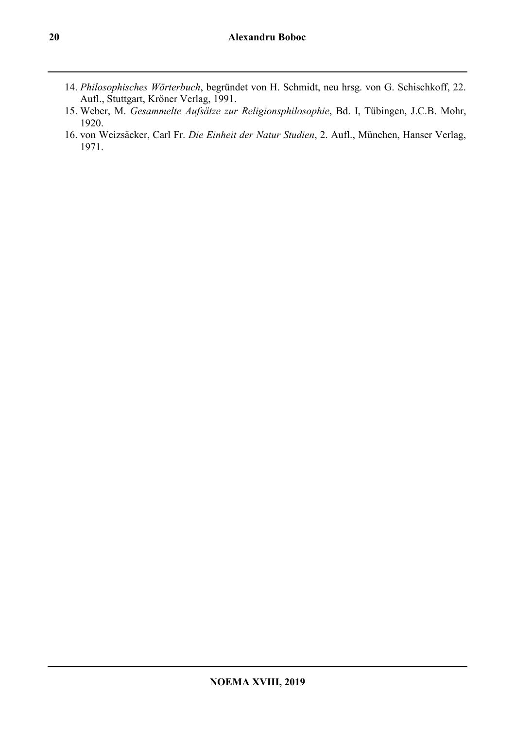14. *Philosophisches Wörterbuch*, begründet von H. Schmidt, neu hrsg. von G. Schischkoff, 22. Aufl., Stuttgart, Kröner Verlag, 1991.
15. Weber, M. *Gesammelte Aufsätze zur Religionsphilosophie*, Bd. I, Tübingen, J.C.B. Mohr, 1920.
16. von Weizsäcker, Carl Fr. *Die Einheit der Natur Studien*, 2. Aufl., München, Hanser Verlag, 1971.